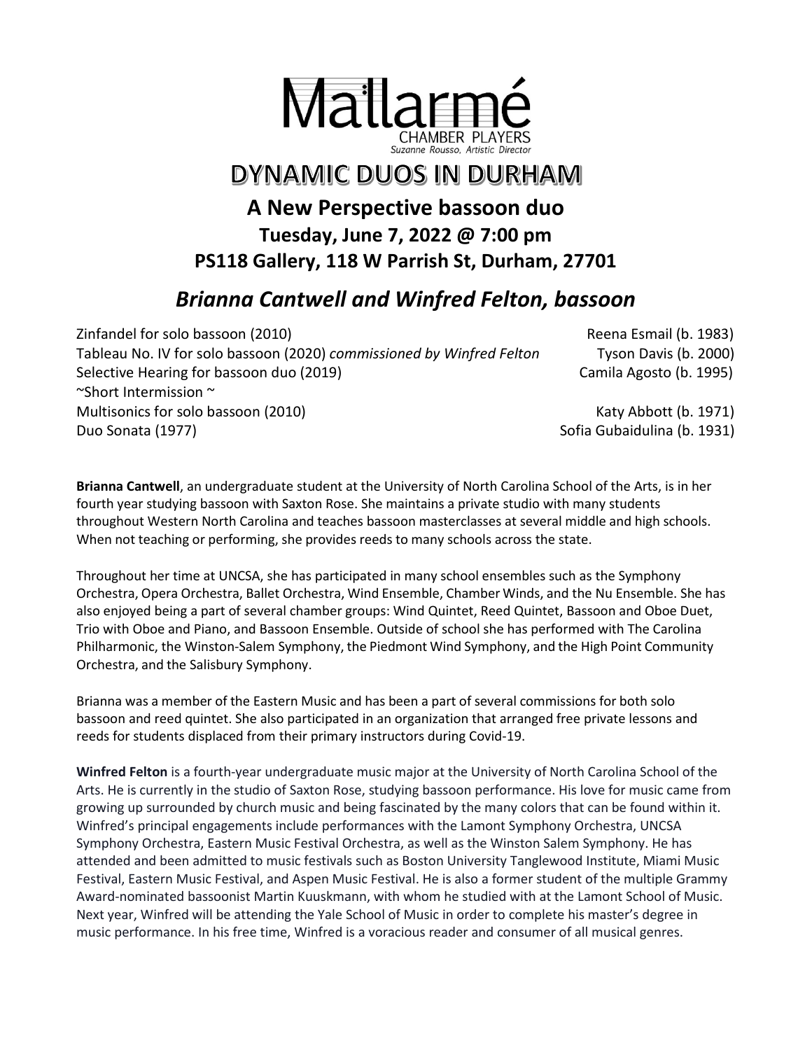# Mallarmé

CHAMBER PLAYERS

*Suzanne Rousso, Artistic Director*

## DYNAMIC DUOS IN DURHAM

### A New Perspective bassoon duo

### Tuesday, June 7, 2022 @ 7:00 pm

### PS118 Gallery, 118 W Parrish St, Durham, 27701

## *Brianna Cantwell and Winfred Felton, bassoon*

| | |
|---|---|
| Zinfandel for solo bassoon (2010) | Reena Esmail (b. 1983) |
| Tableau No. IV for solo bassoon (2020) *commissioned by Winfred Felton* | Tyson Davis (b. 2000) |
| Selective Hearing for bassoon duo (2019) | Camila Agosto (b. 1995) |
| ~Short Intermission ~ | |
| Multisonics for solo bassoon (2010) | Katy Abbott (b. 1971) |
| Duo Sonata (1977) | Sofia Gubaidulina (b. 1931) |

**Brianna Cantwell**, an undergraduate student at the University of North Carolina School of the Arts, is in her fourth year studying bassoon with Saxton Rose. She maintains a private studio with many students throughout Western North Carolina and teaches bassoon masterclasses at several middle and high schools. When not teaching or performing, she provides reeds to many schools across the state.

Throughout her time at UNCSA, she has participated in many school ensembles such as the Symphony Orchestra, Opera Orchestra, Ballet Orchestra, Wind Ensemble, Chamber Winds, and the Nu Ensemble. She has also enjoyed being a part of several chamber groups: Wind Quintet, Reed Quintet, Bassoon and Oboe Duet, Trio with Oboe and Piano, and Bassoon Ensemble. Outside of school she has performed with The Carolina Philharmonic, the Winston-Salem Symphony, the Piedmont Wind Symphony, and the High Point Community Orchestra, and the Salisbury Symphony.

Brianna was a member of the Eastern Music and has been a part of several commissions for both solo bassoon and reed quintet. She also participated in an organization that arranged free private lessons and reeds for students displaced from their primary instructors during Covid-19.

**Winfred Felton** is a fourth-year undergraduate music major at the University of North Carolina School of the Arts. He is currently in the studio of Saxton Rose, studying bassoon performance. His love for music came from growing up surrounded by church music and being fascinated by the many colors that can be found within it. Winfred's principal engagements include performances with the Lamont Symphony Orchestra, UNCSA Symphony Orchestra, Eastern Music Festival Orchestra, as well as the Winston Salem Symphony. He has attended and been admitted to music festivals such as Boston University Tanglewood Institute, Miami Music Festival, Eastern Music Festival, and Aspen Music Festival. He is also a former student of the multiple Grammy Award-nominated bassoonist Martin Kuuskmann, with whom he studied with at the Lamont School of Music. Next year, Winfred will be attending the Yale School of Music in order to complete his master's degree in music performance. In his free time, Winfred is a voracious reader and consumer of all musical genres.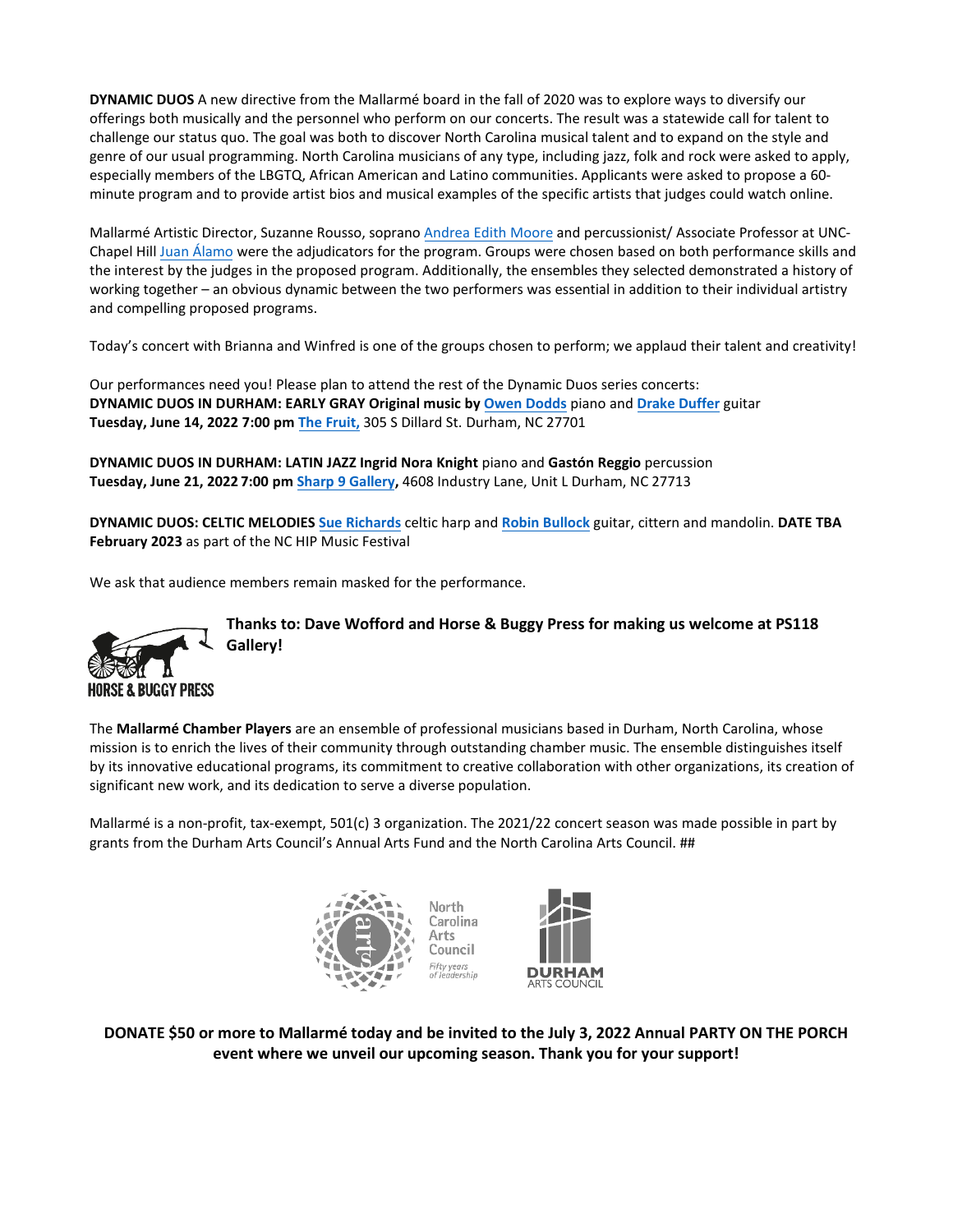**DYNAMIC DUOS** A new directive from the Mallarmé board in the fall of 2020 was to explore ways to diversify our offerings both musically and the personnel who perform on our concerts. The result was a statewide call for talent to challenge our status quo. The goal was both to discover North Carolina musical talent and to expand on the style and genre of our usual programming. North Carolina musicians of any type, including jazz, folk and rock were asked to apply, especially members of the LBGTQ, African American and Latino communities. Applicants were asked to propose a 60-minute program and to provide artist bios and musical examples of the specific artists that judges could watch online.

Mallarmé Artistic Director, Suzanne Rousso, soprano Andrea Edith Moore and percussionist/ Associate Professor at UNC-Chapel Hill Juan Álamo were the adjudicators for the program. Groups were chosen based on both performance skills and the interest by the judges in the proposed program. Additionally, the ensembles they selected demonstrated a history of working together – an obvious dynamic between the two performers was essential in addition to their individual artistry and compelling proposed programs.

Today's concert with Brianna and Winfred is one of the groups chosen to perform; we applaud their talent and creativity!

Our performances need you! Please plan to attend the rest of the Dynamic Duos series concerts:
**DYNAMIC DUOS IN DURHAM: EARLY GRAY Original music by Owen Dodds** piano and **Drake Duffer** guitar
**Tuesday, June 14, 2022 7:00 pm The Fruit,** 305 S Dillard St. Durham, NC 27701

**DYNAMIC DUOS IN DURHAM: LATIN JAZZ Ingrid Nora Knight** piano and **Gastón Reggio** percussion
**Tuesday, June 21, 2022 7:00 pm Sharp 9 Gallery,** 4608 Industry Lane, Unit L Durham, NC 27713

**DYNAMIC DUOS: CELTIC MELODIES Sue Richards** celtic harp and **Robin Bullock** guitar, cittern and mandolin. **DATE TBA February 2023** as part of the NC HIP Music Festival

We ask that audience members remain masked for the performance.

HORSE & BUGGY PRESS

**Thanks to: Dave Wofford and Horse & Buggy Press for making us welcome at PS118 Gallery!**

The **Mallarmé Chamber Players** are an ensemble of professional musicians based in Durham, North Carolina, whose mission is to enrich the lives of their community through outstanding chamber music. The ensemble distinguishes itself by its innovative educational programs, its commitment to creative collaboration with other organizations, its creation of significant new work, and its dedication to serve a diverse population.

Mallarmé is a non-profit, tax-exempt, 501(c) 3 organization. The 2021/22 concert season was made possible in part by grants from the Durham Arts Council's Annual Arts Fund and the North Carolina Arts Council. ##

arts North Carolina Arts Council *Fifty years of leadership*

DURHAM ARTS COUNCIL

**DONATE $50 or more to Mallarmé today and be invited to the July 3, 2022 Annual PARTY ON THE PORCH event where we unveil our upcoming season. Thank you for your support!**